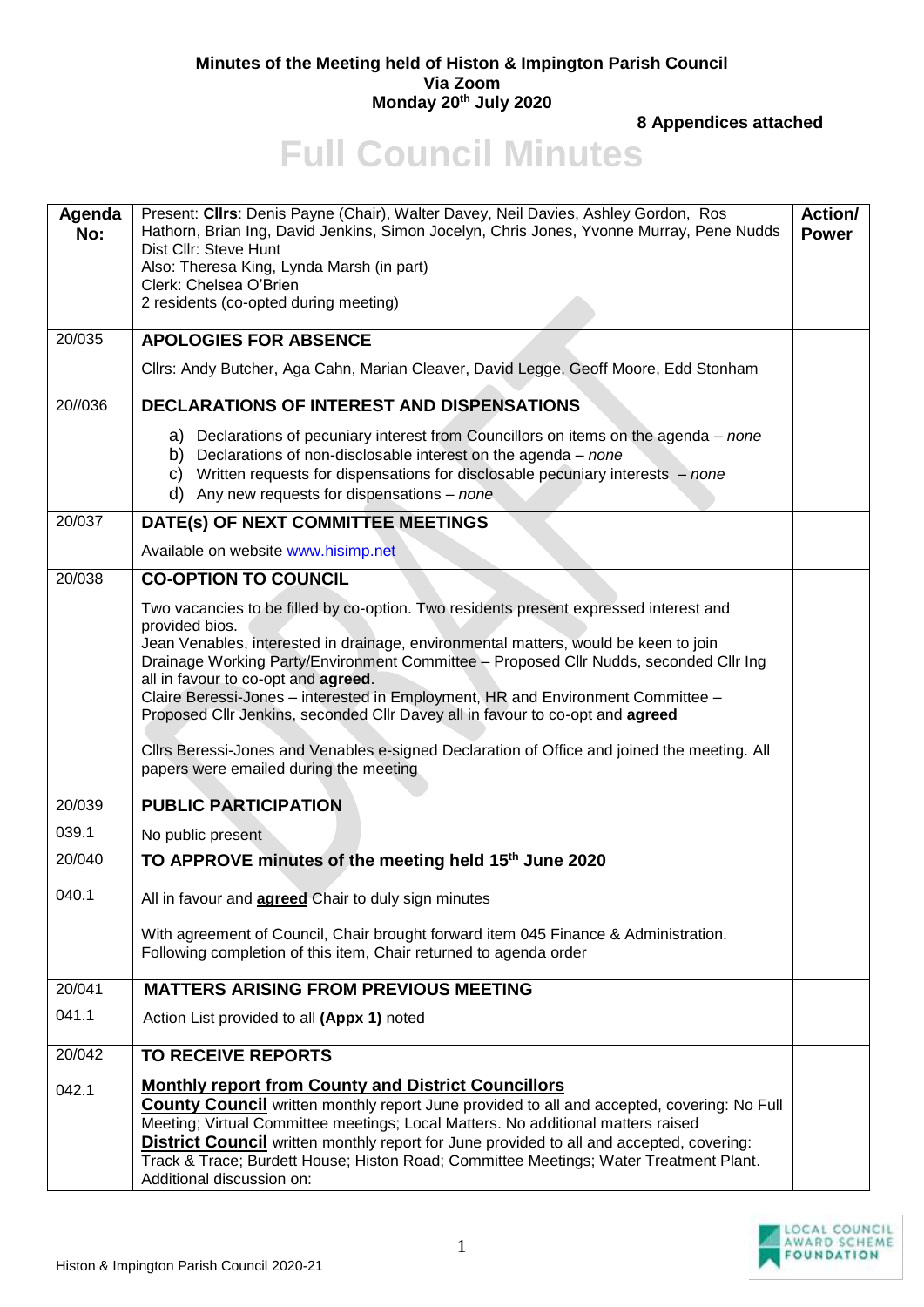**Minutes of the Meeting held of Histon & Impington Parish Council**
**Via Zoom**
**Monday 20th July 2020**

**8 Appendices attached**

# Full Council Minutes

| Agenda No: | Present: **Cllrs**: Denis Payne (Chair), Walter Davey, Neil Davies, Ashley Gordon, Ros Hathorn, Brian Ing, David Jenkins, Simon Jocelyn, Chris Jones, Yvonne Murray, Pene Nudds<br>Dist Cllr: Steve Hunt<br>Also: Theresa King, Lynda Marsh (in part)<br>Clerk: Chelsea O'Brien<br>2 residents (co-opted during meeting) | Action/ Power |
|---|---|---|
| 20/035 | **APOLOGIES FOR ABSENCE** | |
| | Cllrs: Andy Butcher, Aga Cahn, Marian Cleaver, David Legge, Geoff Moore, Edd Stonham | |
| 20//036 | **DECLARATIONS OF INTEREST AND DISPENSATIONS** | |
| | a) Declarations of pecuniary interest from Councillors on items on the agenda – *none*<br>b) Declarations of non-disclosable interest on the agenda – *none*<br>c) Written requests for dispensations for disclosable pecuniary interests – *none*<br>d) Any new requests for dispensations – *none* | |
| 20/037 | **DATE(s) OF NEXT COMMITTEE MEETINGS** | |
| | Available on website www.hisimp.net | |
| 20/038 | **CO-OPTION TO COUNCIL** | |
| | Two vacancies to be filled by co-option. Two residents present expressed interest and provided bios.<br>Jean Venables, interested in drainage, environmental matters, would be keen to join Drainage Working Party/Environment Committee – Proposed Cllr Nudds, seconded Cllr Ing all in favour to co-opt and **agreed**.<br>Claire Beressi-Jones – interested in Employment, HR and Environment Committee – Proposed Cllr Jenkins, seconded Cllr Davey all in favour to co-opt and **agreed**<br><br>Cllrs Beressi-Jones and Venables e-signed Declaration of Office and joined the meeting. All papers were emailed during the meeting | |
| 20/039 | **PUBLIC PARTICIPATION** | |
| 039.1 | No public present | |
| 20/040 | **TO APPROVE minutes of the meeting held 15th June 2020** | |
| 040.1 | All in favour and **agreed** Chair to duly sign minutes<br><br>With agreement of Council, Chair brought forward item 045 Finance & Administration. Following completion of this item, Chair returned to agenda order | |
| 20/041 | **MATTERS ARISING FROM PREVIOUS MEETING** | |
| 041.1 | Action List provided to all **(Appx 1)** noted | |
| 20/042 | **TO RECEIVE REPORTS** | |
| 042.1 | **Monthly report from County and District Councillors**<br>**County Council** written monthly report June provided to all and accepted, covering: No Full Meeting; Virtual Committee meetings; Local Matters. No additional matters raised<br>**District Council** written monthly report for June provided to all and accepted, covering: Track & Trace; Burdett House; Histon Road; Committee Meetings; Water Treatment Plant. Additional discussion on: | |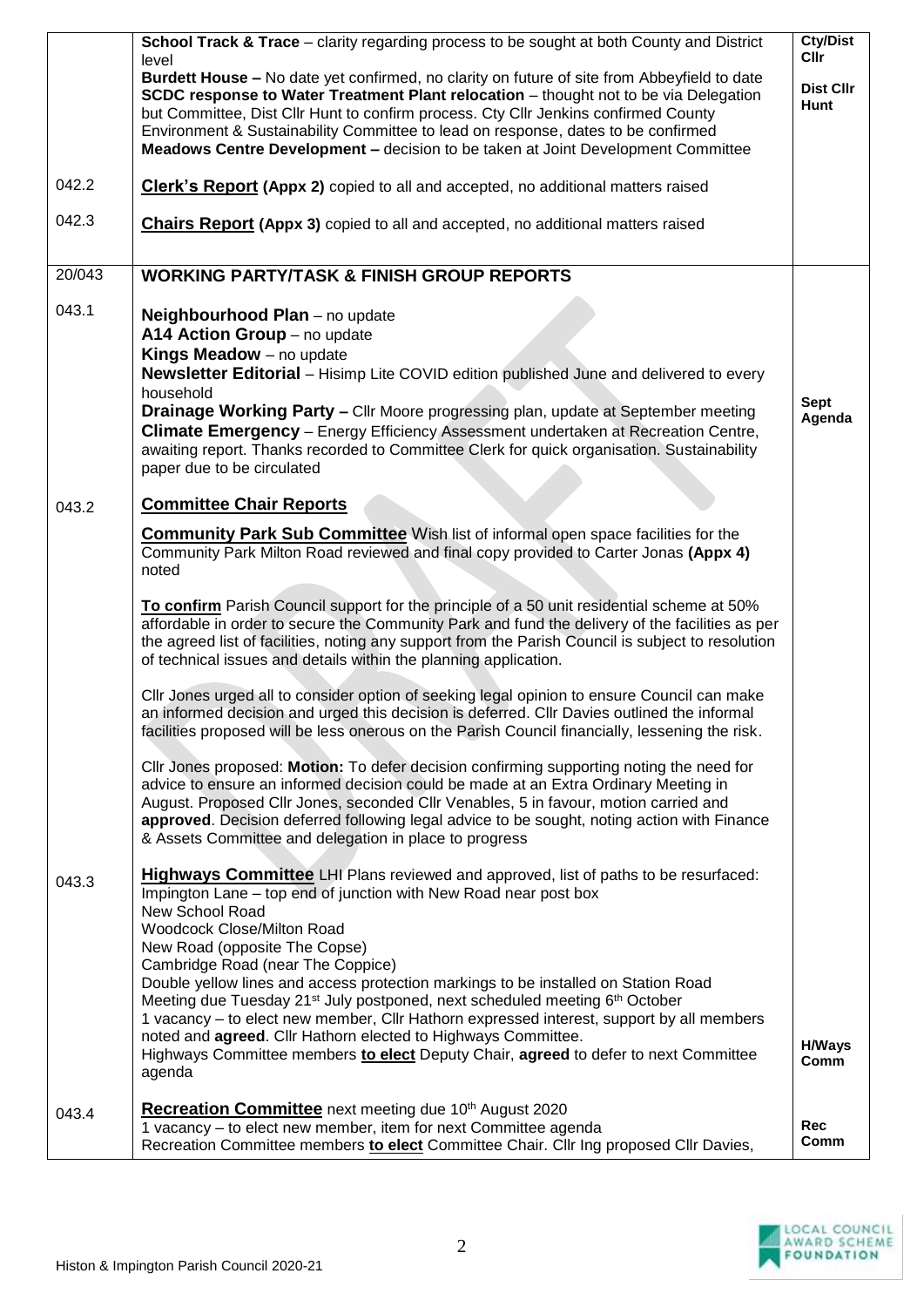| | | |
|---|---|---|
| | **School Track & Trace** – clarity regarding process to be sought at both County and District level<br>**Burdett House –** No date yet confirmed, no clarity on future of site from Abbeyfield to date<br>**SCDC response to Water Treatment Plant relocation** – thought not to be via Delegation but Committee, Dist Cllr Hunt to confirm process. Cty Cllr Jenkins confirmed County Environment & Sustainability Committee to lead on response, dates to be confirmed<br>**Meadows Centre Development –** decision to be taken at Joint Development Committee | **Cty/Dist Cllr**<br><br>**Dist Cllr Hunt** |
| 042.2 | **Clerk's Report (Appx 2)** copied to all and accepted, no additional matters raised | |
| 042.3 | **Chairs Report (Appx 3)** copied to all and accepted, no additional matters raised | |
| 20/043 | **WORKING PARTY/TASK & FINISH GROUP REPORTS** | |
| 043.1 | **Neighbourhood Plan** – no update<br>**A14 Action Group** – no update<br>**Kings Meadow** – no update<br>**Newsletter Editorial** – Hisimp Lite COVID edition published June and delivered to every household<br>**Drainage Working Party –** Cllr Moore progressing plan, update at September meeting<br>**Climate Emergency** – Energy Efficiency Assessment undertaken at Recreation Centre, awaiting report. Thanks recorded to Committee Clerk for quick organisation. Sustainability paper due to be circulated | **Sept Agenda** |
| 043.2 | **Committee Chair Reports**<br><br>**Community Park Sub Committee** Wish list of informal open space facilities for the Community Park Milton Road reviewed and final copy provided to Carter Jonas **(Appx 4)** noted<br><br>**To confirm** Parish Council support for the principle of a 50 unit residential scheme at 50% affordable in order to secure the Community Park and fund the delivery of the facilities as per the agreed list of facilities, noting any support from the Parish Council is subject to resolution of technical issues and details within the planning application.<br><br>Cllr Jones urged all to consider option of seeking legal opinion to ensure Council can make an informed decision and urged this decision is deferred. Cllr Davies outlined the informal facilities proposed will be less onerous on the Parish Council financially, lessening the risk.<br><br>Cllr Jones proposed: **Motion:** To defer decision confirming supporting noting the need for advice to ensure an informed decision could be made at an Extra Ordinary Meeting in August. Proposed Cllr Jones, seconded Cllr Venables, 5 in favour, motion carried and **approved**. Decision deferred following legal advice to be sought, noting action with Finance & Assets Committee and delegation in place to progress | |
| 043.3 | **Highways Committee** LHI Plans reviewed and approved, list of paths to be resurfaced:<br>Impington Lane – top end of junction with New Road near post box<br>New School Road<br>Woodcock Close/Milton Road<br>New Road (opposite The Copse)<br>Cambridge Road (near The Coppice)<br>Double yellow lines and access protection markings to be installed on Station Road<br>Meeting due Tuesday 21st July postponed, next scheduled meeting 6th October<br>1 vacancy – to elect new member, Cllr Hathorn expressed interest, support by all members noted and **agreed**. Cllr Hathorn elected to Highways Committee.<br>Highways Committee members **to elect** Deputy Chair, **agreed** to defer to next Committee agenda | **H/Ways Comm** |
| 043.4 | **Recreation Committee** next meeting due 10th August 2020<br>1 vacancy – to elect new member, item for next Committee agenda<br>Recreation Committee members **to elect** Committee Chair. Cllr Ing proposed Cllr Davies, | **Rec Comm** |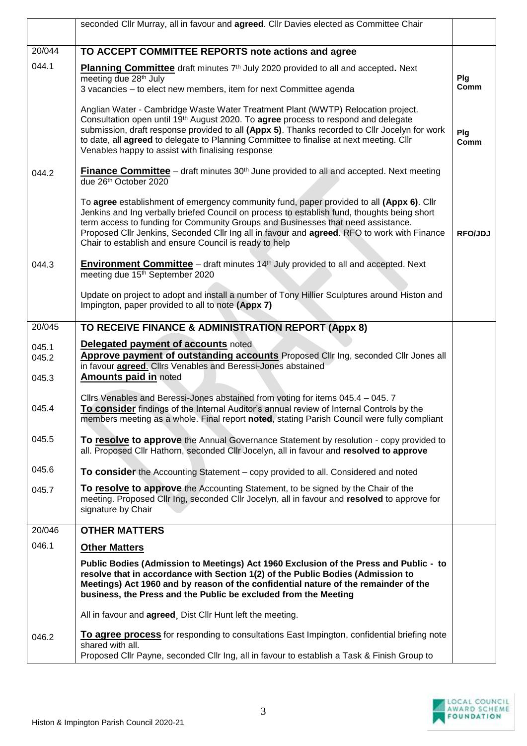| | | |
|---|---|---|
| | seconded Cllr Murray, all in favour and **agreed**. Cllr Davies elected as Committee Chair | |
| 20/044 | **TO ACCEPT COMMITTEE REPORTS note actions and agree** | |
| 044.1 | **Planning Committee** draft minutes 7th July 2020 provided to all and accepted. Next meeting due 28th July<br>3 vacancies – to elect new members, item for next Committee agenda<br><br>Anglian Water - Cambridge Waste Water Treatment Plant (WWTP) Relocation project. Consultation open until 19th August 2020. To **agree** process to respond and delegate submission, draft response provided to all **(Appx 5)**. Thanks recorded to Cllr Jocelyn for work to date, all **agreed** to delegate to Planning Committee to finalise at next meeting. Cllr Venables happy to assist with finalising response | Plg Comm<br><br><br><br>Plg Comm |
| 044.2 | **Finance Committee** – draft minutes 30th June provided to all and accepted. Next meeting due 26th October 2020<br><br>To **agree** establishment of emergency community fund, paper provided to all **(Appx 6)**. Cllr Jenkins and Ing verbally briefed Council on process to establish fund, thoughts being short term access to funding for Community Groups and Businesses that need assistance. Proposed Cllr Jenkins, Seconded Cllr Ing all in favour and **agreed**. RFO to work with Finance Chair to establish and ensure Council is ready to help | RFO/JDJ |
| 044.3 | **Environment Committee** – draft minutes 14th July provided to all and accepted. Next meeting due 15th September 2020<br><br>Update on project to adopt and install a number of Tony Hillier Sculptures around Histon and Impington, paper provided to all to note **(Appx 7)** | |
| 20/045 | **TO RECEIVE FINANCE & ADMINISTRATION REPORT (Appx 8)** | |
| 045.1<br>045.2<br><br>045.3 | **Delegated payment of accounts** noted<br>**Approve payment of outstanding accounts** Proposed Cllr Ing, seconded Cllr Jones all in favour **agreed**. Cllrs Venables and Beressi-Jones abstained<br>**Amounts paid in** noted | |
| 045.4 | Cllrs Venables and Beressi-Jones abstained from voting for items 045.4 – 045. 7<br>**To consider** findings of the Internal Auditor's annual review of Internal Controls by the members meeting as a whole. Final report **noted**, stating Parish Council were fully compliant | |
| 045.5 | **To resolve to approve** the Annual Governance Statement by resolution - copy provided to all. Proposed Cllr Hathorn, seconded Cllr Jocelyn, all in favour and **resolved to approve** | |
| 045.6 | **To consider** the Accounting Statement – copy provided to all. Considered and noted | |
| 045.7 | **To resolve to approve** the Accounting Statement, to be signed by the Chair of the meeting. Proposed Cllr Ing, seconded Cllr Jocelyn, all in favour and **resolved** to approve for signature by Chair | |
| 20/046 | **OTHER MATTERS** | |
| 046.1 | **Other Matters**<br><br>**Public Bodies (Admission to Meetings) Act 1960 Exclusion of the Press and Public - to resolve that in accordance with Section 1(2) of the Public Bodies (Admission to Meetings) Act 1960 and by reason of the confidential nature of the remainder of the business, the Press and the Public be excluded from the Meeting**<br><br>All in favour and **agreed**¸ Dist Cllr Hunt left the meeting. | |
| 046.2 | **To agree process** for responding to consultations East Impington, confidential briefing note shared with all.<br>Proposed Cllr Payne, seconded Cllr Ing, all in favour to establish a Task & Finish Group to | |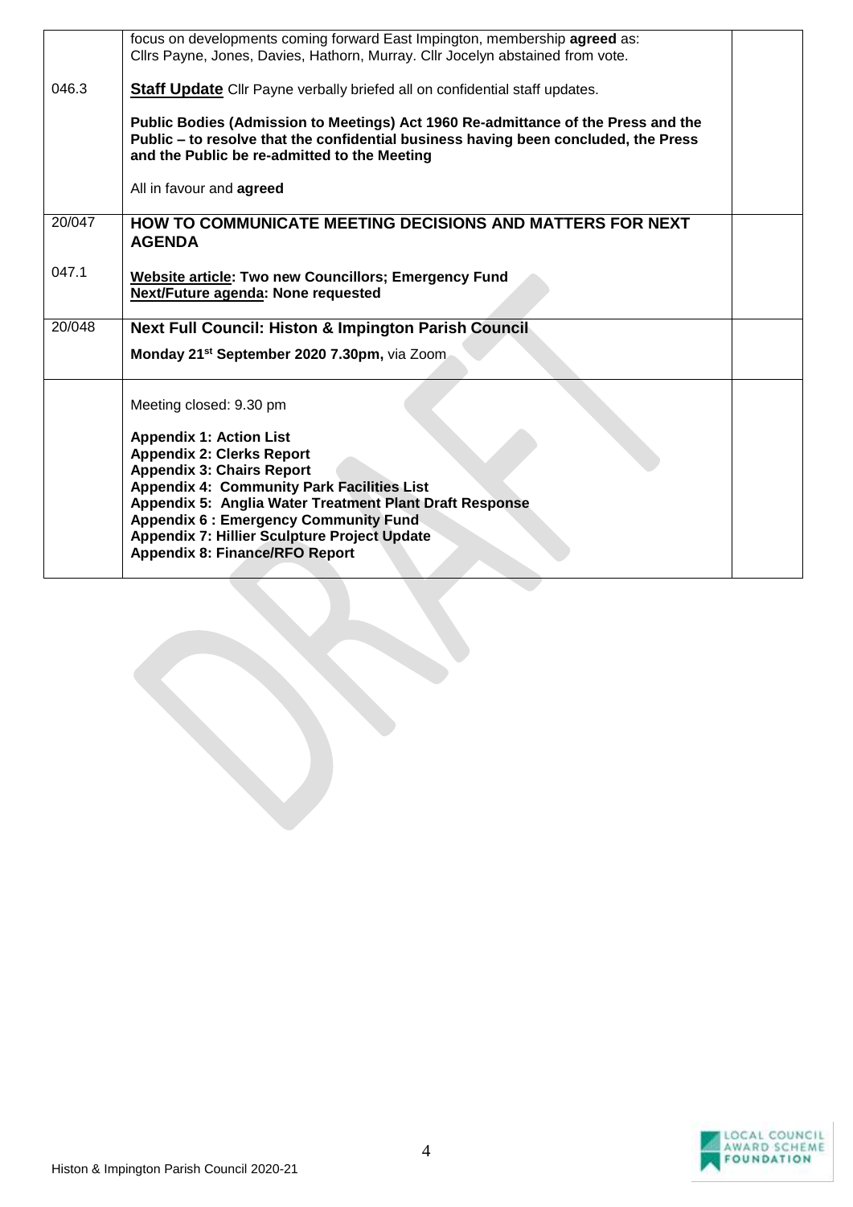| | | |
|---|---|---|
| | focus on developments coming forward East Impington, membership **agreed** as: Cllrs Payne, Jones, Davies, Hathorn, Murray. Cllr Jocelyn abstained from vote. | |
| 046.3 | **Staff Update** Cllr Payne verbally briefed all on confidential staff updates.<br><br>**Public Bodies (Admission to Meetings) Act 1960 Re-admittance of the Press and the Public – to resolve that the confidential business having been concluded, the Press and the Public be re-admitted to the Meeting**<br><br>All in favour and **agreed** | |
| 20/047 | **HOW TO COMMUNICATE MEETING DECISIONS AND MATTERS FOR NEXT AGENDA** | |
| 047.1 | **Website article: Two new Councillors; Emergency Fund**<br>**Next/Future agenda: None requested** | |
| 20/048 | **Next Full Council: Histon & Impington Parish Council**<br><br>**Monday 21st September 2020 7.30pm,** via Zoom | |
| | Meeting closed: 9.30 pm<br><br>**Appendix 1: Action List**<br>**Appendix 2: Clerks Report**<br>**Appendix 3: Chairs Report**<br>**Appendix 4: Community Park Facilities List**<br>**Appendix 5: Anglia Water Treatment Plant Draft Response**<br>**Appendix 6 : Emergency Community Fund**<br>**Appendix 7: Hillier Sculpture Project Update**<br>**Appendix 8: Finance/RFO Report** | |